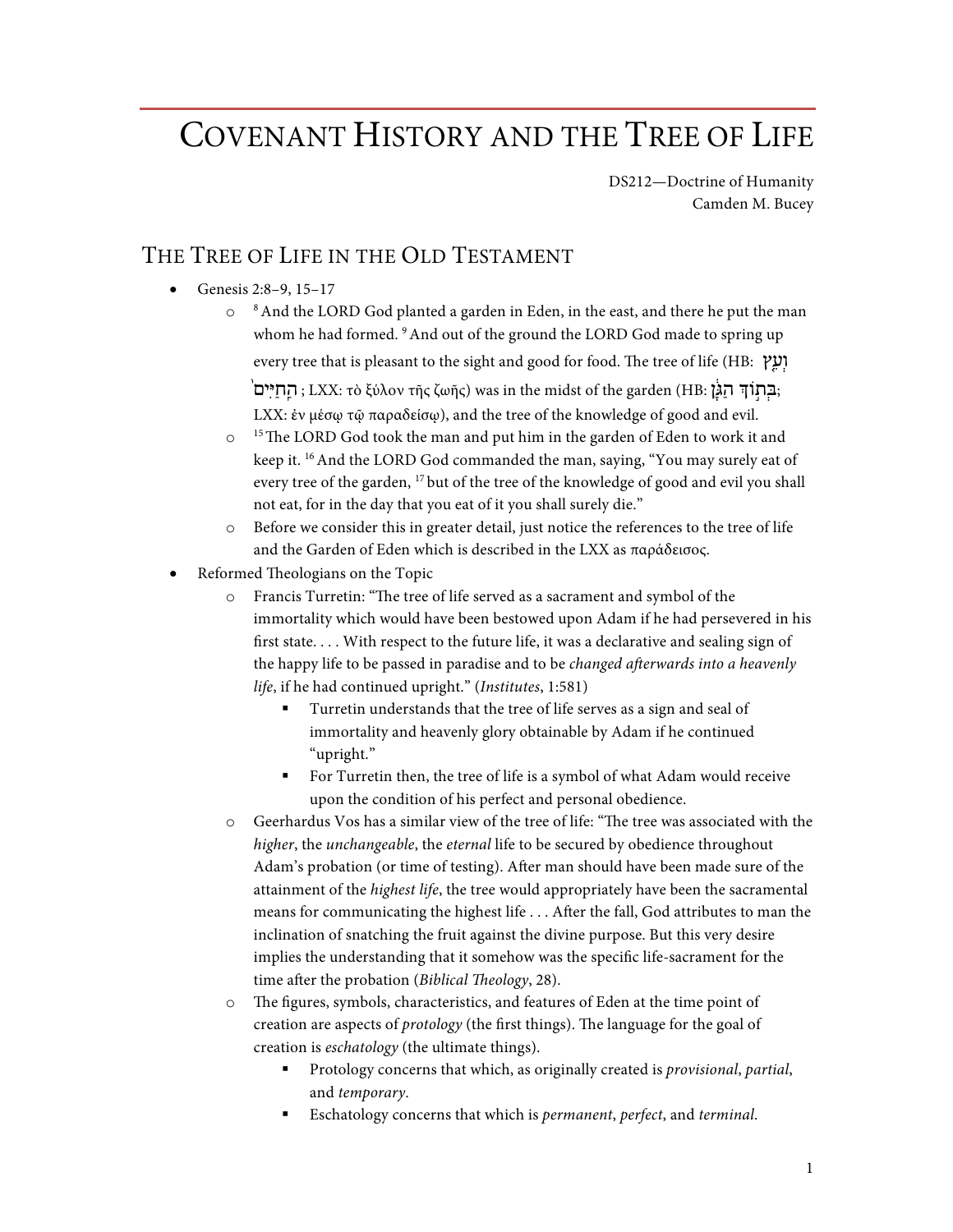# Covenant History and the Tree of Life

DS212—Doctrine of Humanity
Camden M. Bucey

## The Tree of Life in the Old Testament

- Genesis 2:8–9, 15–17
    - [8] And the LORD God planted a garden in Eden, in the east, and there he put the man whom he had formed. [9] And out of the ground the LORD God made to spring up every tree that is pleasant to the sight and good for food. The tree of life (HB: וְעֵ֤ץ הַֽחַיִּים֙ ; LXX: τὸ ξύλον τῆς ζωῆς) was in the midst of the garden (HB: בְּת֣וֹךְ הַגָּ֔ן; LXX: ἐν μέσῳ τῷ παραδείσῳ), and the tree of the knowledge of good and evil.
    - [15] The LORD God took the man and put him in the garden of Eden to work it and keep it. [16] And the LORD God commanded the man, saying, "You may surely eat of every tree of the garden, [17] but of the tree of the knowledge of good and evil you shall not eat, for in the day that you eat of it you shall surely die."
    - Before we consider this in greater detail, just notice the references to the tree of life and the Garden of Eden which is described in the LXX as παράδεισος.
- Reformed Theologians on the Topic
    - Francis Turretin: "The tree of life served as a sacrament and symbol of the immortality which would have been bestowed upon Adam if he had persevered in his first state. . . . With respect to the future life, it was a declarative and sealing sign of the happy life to be passed in paradise and to be *changed afterwards into a heavenly life*, if he had continued upright." (*Institutes*, 1:581)
        - Turretin understands that the tree of life serves as a sign and seal of immortality and heavenly glory obtainable by Adam if he continued "upright."
        - For Turretin then, the tree of life is a symbol of what Adam would receive upon the condition of his perfect and personal obedience.
    - Geerhardus Vos has a similar view of the tree of life: "The tree was associated with the *higher*, the *unchangeable*, the *eternal* life to be secured by obedience throughout Adam's probation (or time of testing). After man should have been made sure of the attainment of the *highest life*, the tree would appropriately have been the sacramental means for communicating the highest life . . . After the fall, God attributes to man the inclination of snatching the fruit against the divine purpose. But this very desire implies the understanding that it somehow was the specific life-sacrament for the time after the probation (*Biblical Theology*, 28).
    - The figures, symbols, characteristics, and features of Eden at the time point of creation are aspects of *protology* (the first things). The language for the goal of creation is *eschatology* (the ultimate things).
        - Protology concerns that which, as originally created is *provisional*, *partial*, and *temporary*.
        - Eschatology concerns that which is *permanent*, *perfect*, and *terminal*.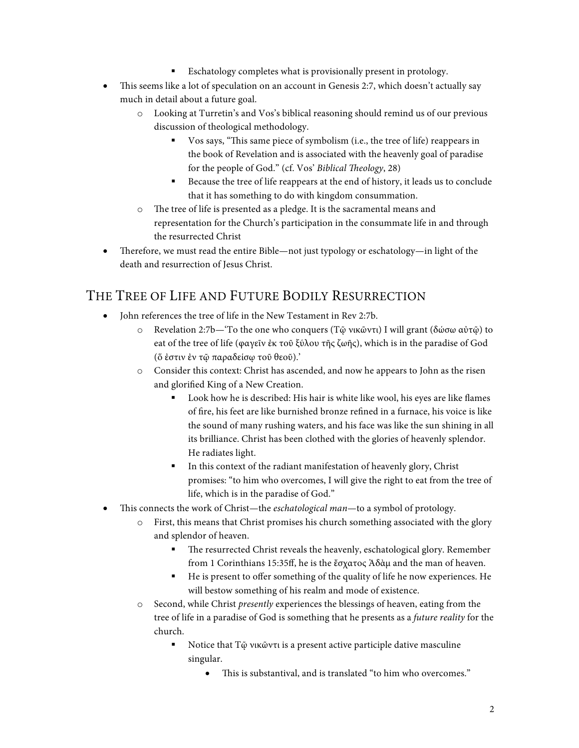- Eschatology completes what is provisionally present in protology.
- This seems like a lot of speculation on an account in Genesis 2:7, which doesn't actually say much in detail about a future goal.
    - Looking at Turretin's and Vos's biblical reasoning should remind us of our previous discussion of theological methodology.
        - Vos says, "This same piece of symbolism (i.e., the tree of life) reappears in the book of Revelation and is associated with the heavenly goal of paradise for the people of God." (cf. Vos' *Biblical Theology*, 28)
        - Because the tree of life reappears at the end of history, it leads us to conclude that it has something to do with kingdom consummation.
    - The tree of life is presented as a pledge. It is the sacramental means and representation for the Church's participation in the consummate life in and through the resurrected Christ
- Therefore, we must read the entire Bible—not just typology or eschatology—in light of the death and resurrection of Jesus Christ.

## The Tree of Life and Future Bodily Resurrection

- John references the tree of life in the New Testament in Rev 2:7b.
    - Revelation 2:7b—'To the one who conquers (Τῷ νικῶντι) I will grant (δώσω αὐτῷ) to eat of the tree of life (φαγεῖν ἐκ τοῦ ξύλου τῆς ζωῆς), which is in the paradise of God (ὅ ἐστιν ἐν τῷ παραδείσῳ τοῦ θεοῦ).'
    - Consider this context: Christ has ascended, and now he appears to John as the risen and glorified King of a New Creation.
        - Look how he is described: His hair is white like wool, his eyes are like flames of fire, his feet are like burnished bronze refined in a furnace, his voice is like the sound of many rushing waters, and his face was like the sun shining in all its brilliance. Christ has been clothed with the glories of heavenly splendor. He radiates light.
        - In this context of the radiant manifestation of heavenly glory, Christ promises: "to him who overcomes, I will give the right to eat from the tree of life, which is in the paradise of God."
- This connects the work of Christ—the *eschatological man*—to a symbol of protology.
    - First, this means that Christ promises his church something associated with the glory and splendor of heaven.
        - The resurrected Christ reveals the heavenly, eschatological glory. Remember from 1 Corinthians 15:35ff, he is the ἔσχατος Ἀδὰμ and the man of heaven.
        - He is present to offer something of the quality of life he now experiences. He will bestow something of his realm and mode of existence.
    - Second, while Christ *presently* experiences the blessings of heaven, eating from the tree of life in a paradise of God is something that he presents as a *future reality* for the church.
        - Notice that Τῷ νικῶντι is a present active participle dative masculine singular.
            - This is substantival, and is translated "to him who overcomes."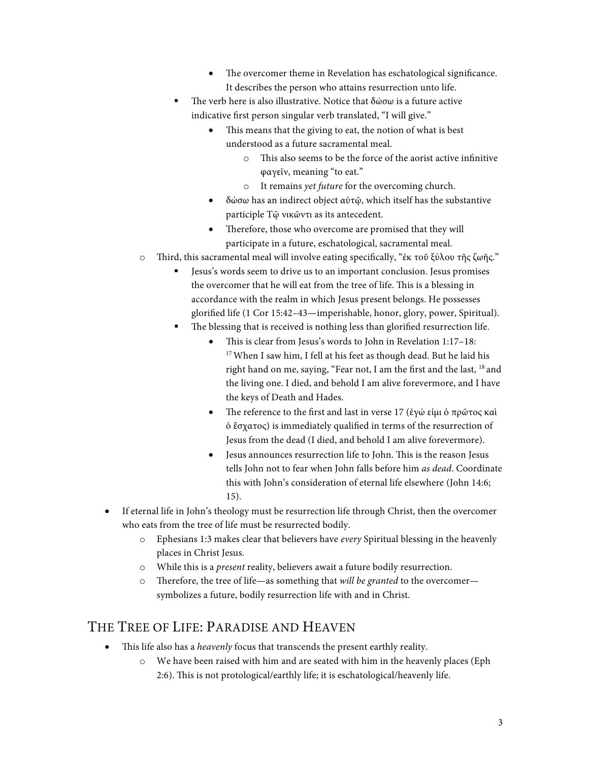- The overcomer theme in Revelation has eschatological significance. It describes the person who attains resurrection unto life.
    - The verb here is also illustrative. Notice that δώσω is a future active indicative first person singular verb translated, "I will give."
        - This means that the giving to eat, the notion of what is best understood as a future sacramental meal.
            - This also seems to be the force of the aorist active infinitive φαγεῖν, meaning "to eat."
            - It remains *yet future* for the overcoming church.
        - δώσω has an indirect object αὐτῷ, which itself has the substantive participle Τῷ νικῶντι as its antecedent.
        - Therefore, those who overcome are promised that they will participate in a future, eschatological, sacramental meal.
  - Third, this sacramental meal will involve eating specifically, "ἐκ τοῦ ξύλου τῆς ζωῆς."
    - Jesus's words seem to drive us to an important conclusion. Jesus promises the overcomer that he will eat from the tree of life. This is a blessing in accordance with the realm in which Jesus present belongs. He possesses glorified life (1 Cor 15:42–43—imperishable, honor, glory, power, Spiritual).
    - The blessing that is received is nothing less than glorified resurrection life.
        - This is clear from Jesus's words to John in Revelation 1:17–18: [17] When I saw him, I fell at his feet as though dead. But he laid his right hand on me, saying, "Fear not, I am the first and the last, [18] and the living one. I died, and behold I am alive forevermore, and I have the keys of Death and Hades.
        - The reference to the first and last in verse 17 (ἐγώ εἰμι ὁ πρῶτος καὶ ὁ ἔσχατος) is immediately qualified in terms of the resurrection of Jesus from the dead (I died, and behold I am alive forevermore).
        - Jesus announces resurrection life to John. This is the reason Jesus tells John not to fear when John falls before him *as dead*. Coordinate this with John's consideration of eternal life elsewhere (John 14:6; 15).

- If eternal life in John's theology must be resurrection life through Christ, then the overcomer who eats from the tree of life must be resurrected bodily.
  - Ephesians 1:3 makes clear that believers have *every* Spiritual blessing in the heavenly places in Christ Jesus.
  - While this is a *present* reality, believers await a future bodily resurrection.
  - Therefore, the tree of life—as something that *will be granted* to the overcomer—symbolizes a future, bodily resurrection life with and in Christ.

## The Tree of Life: Paradise and Heaven

- This life also has a *heavenly* focus that transcends the present earthly reality.
  - We have been raised with him and are seated with him in the heavenly places (Eph 2:6). This is not protological/earthly life; it is eschatological/heavenly life.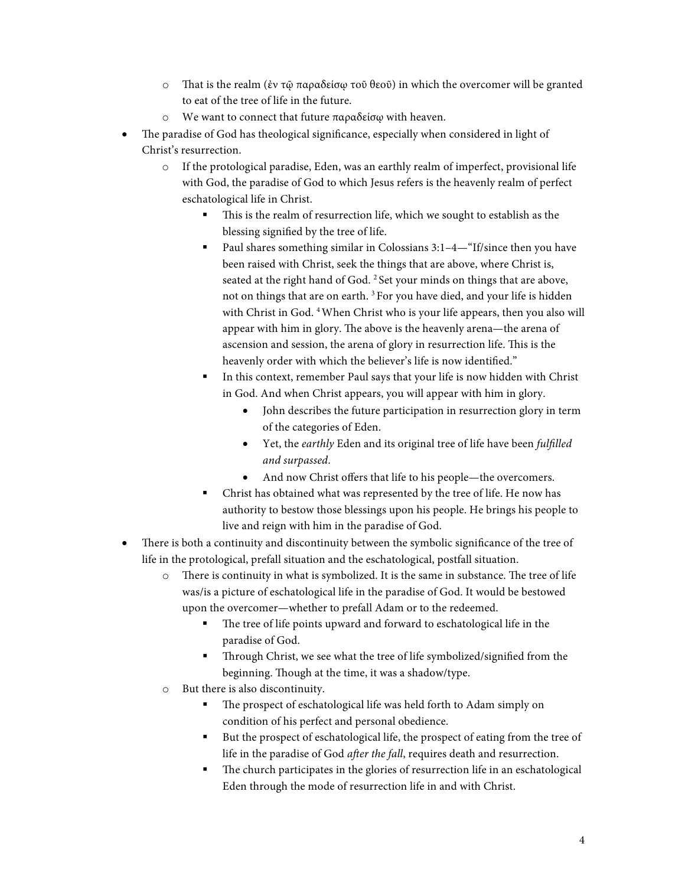- That is the realm (ἐν τῷ παραδείσῳ τοῦ θεοῦ) in which the overcomer will be granted to eat of the tree of life in the future.
    - We want to connect that future παραδείσῳ with heaven.
- The paradise of God has theological significance, especially when considered in light of Christ's resurrection.
    - If the protological paradise, Eden, was an earthly realm of imperfect, provisional life with God, the paradise of God to which Jesus refers is the heavenly realm of perfect eschatological life in Christ.
        - This is the realm of resurrection life, which we sought to establish as the blessing signified by the tree of life.
        - Paul shares something similar in Colossians 3:1–4—"If/since then you have been raised with Christ, seek the things that are above, where Christ is, seated at the right hand of God. [2] Set your minds on things that are above, not on things that are on earth. [3] For you have died, and your life is hidden with Christ in God. [4] When Christ who is your life appears, then you also will appear with him in glory. The above is the heavenly arena—the arena of ascension and session, the arena of glory in resurrection life. This is the heavenly order with which the believer's life is now identified."
        - In this context, remember Paul says that your life is now hidden with Christ in God. And when Christ appears, you will appear with him in glory.
            - John describes the future participation in resurrection glory in term of the categories of Eden.
            - Yet, the *earthly* Eden and its original tree of life have been *fulfilled and surpassed*.
            - And now Christ offers that life to his people—the overcomers.
        - Christ has obtained what was represented by the tree of life. He now has authority to bestow those blessings upon his people. He brings his people to live and reign with him in the paradise of God.
- There is both a continuity and discontinuity between the symbolic significance of the tree of life in the protological, prefall situation and the eschatological, postfall situation.
    - There is continuity in what is symbolized. It is the same in substance. The tree of life was/is a picture of eschatological life in the paradise of God. It would be bestowed upon the overcomer—whether to prefall Adam or to the redeemed.
        - The tree of life points upward and forward to eschatological life in the paradise of God.
        - Through Christ, we see what the tree of life symbolized/signified from the beginning. Though at the time, it was a shadow/type.
    - But there is also discontinuity.
        - The prospect of eschatological life was held forth to Adam simply on condition of his perfect and personal obedience.
        - But the prospect of eschatological life, the prospect of eating from the tree of life in the paradise of God *after the fall*, requires death and resurrection.
        - The church participates in the glories of resurrection life in an eschatological Eden through the mode of resurrection life in and with Christ.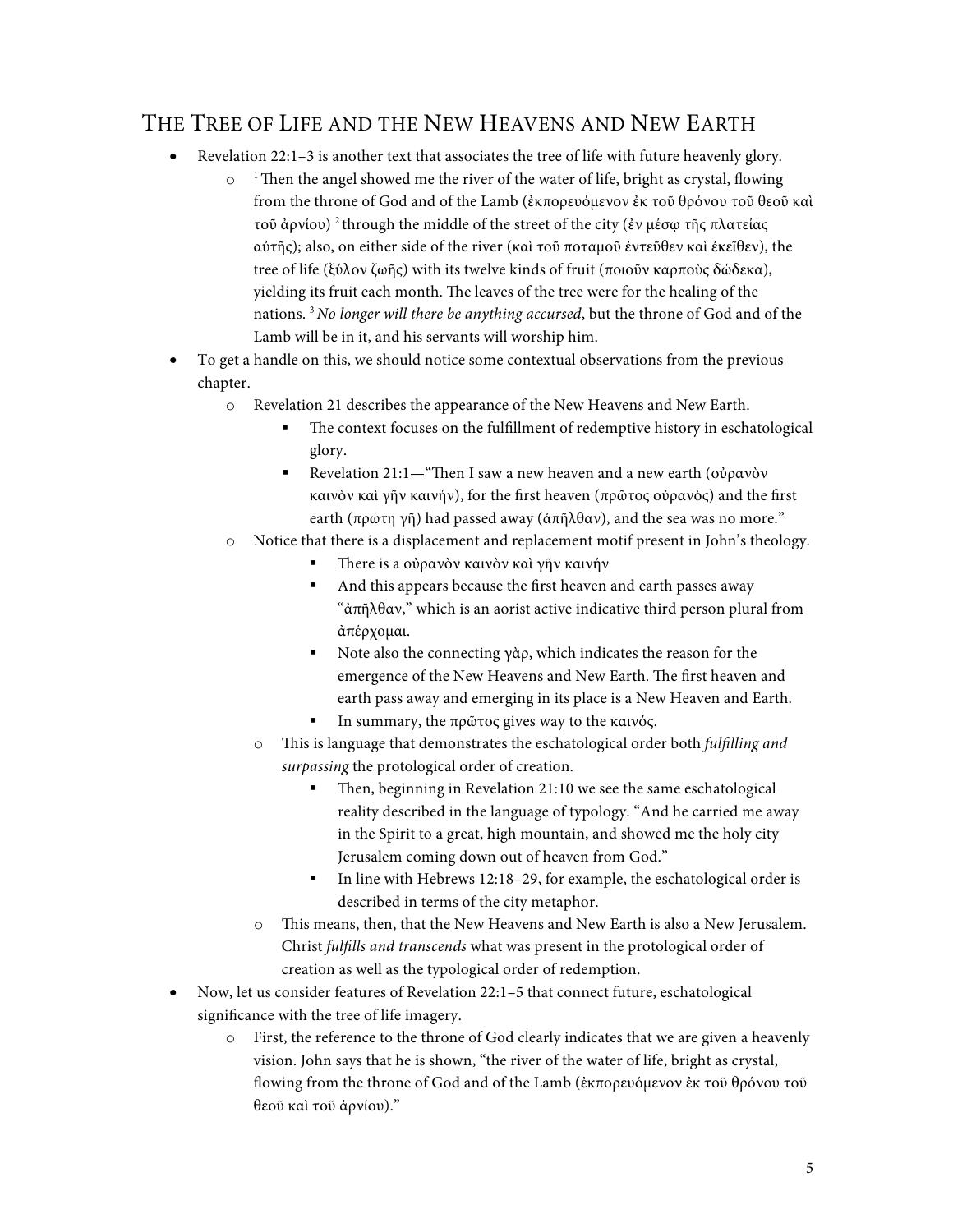## The Tree of Life and the New Heavens and New Earth

- Revelation 22:1–3 is another text that associates the tree of life with future heavenly glory.
  - [1] Then the angel showed me the river of the water of life, bright as crystal, flowing from the throne of God and of the Lamb (ἐκπορευόμενον ἐκ τοῦ θρόνου τοῦ θεοῦ καὶ τοῦ ἀρνίου) [2] through the middle of the street of the city (ἐν μέσῳ τῆς πλατείας αὐτῆς); also, on either side of the river (καὶ τοῦ ποταμοῦ ἐντεῦθεν καὶ ἐκεῖθεν), the tree of life (ξύλον ζωῆς) with its twelve kinds of fruit (ποιοῦν καρποὺς δώδεκα), yielding its fruit each month. The leaves of the tree were for the healing of the nations. [3] *No longer will there be anything accursed*, but the throne of God and of the Lamb will be in it, and his servants will worship him.
- To get a handle on this, we should notice some contextual observations from the previous chapter.
  - Revelation 21 describes the appearance of the New Heavens and New Earth.
    - The context focuses on the fulfillment of redemptive history in eschatological glory.
    - Revelation 21:1—"Then I saw a new heaven and a new earth (οὐρανὸν καινὸν καὶ γῆν καινήν), for the first heaven (πρῶτος οὐρανὸς) and the first earth (πρώτη γῆ) had passed away (ἀπῆλθαν), and the sea was no more."
  - Notice that there is a displacement and replacement motif present in John's theology.
    - There is a οὐρανὸν καινὸν καὶ γῆν καινήν
    - And this appears because the first heaven and earth passes away "ἀπῆλθαν," which is an aorist active indicative third person plural from ἀπέρχομαι.
    - Note also the connecting γὰρ, which indicates the reason for the emergence of the New Heavens and New Earth. The first heaven and earth pass away and emerging in its place is a New Heaven and Earth.
    - In summary, the πρῶτος gives way to the καινός.
  - This is language that demonstrates the eschatological order both *fulfilling and surpassing* the protological order of creation.
    - Then, beginning in Revelation 21:10 we see the same eschatological reality described in the language of typology. "And he carried me away in the Spirit to a great, high mountain, and showed me the holy city Jerusalem coming down out of heaven from God."
    - In line with Hebrews 12:18–29, for example, the eschatological order is described in terms of the city metaphor.
  - This means, then, that the New Heavens and New Earth is also a New Jerusalem. Christ *fulfills and transcends* what was present in the protological order of creation as well as the typological order of redemption.
- Now, let us consider features of Revelation 22:1–5 that connect future, eschatological significance with the tree of life imagery.
  - First, the reference to the throne of God clearly indicates that we are given a heavenly vision. John says that he is shown, "the river of the water of life, bright as crystal, flowing from the throne of God and of the Lamb (ἐκπορευόμενον ἐκ τοῦ θρόνου τοῦ θεοῦ καὶ τοῦ ἀρνίου)."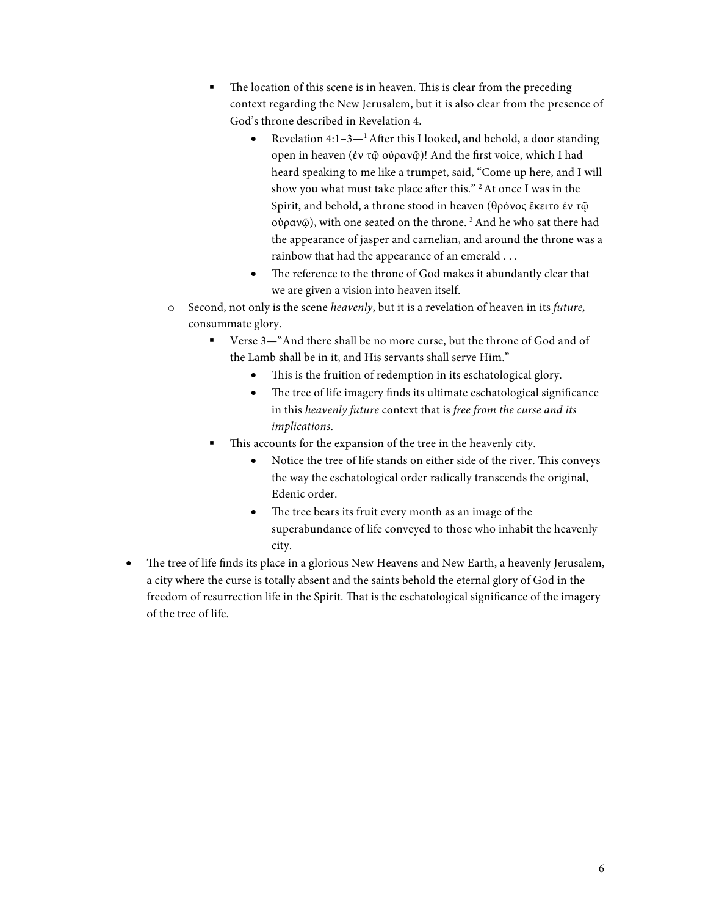- The location of this scene is in heaven. This is clear from the preceding context regarding the New Jerusalem, but it is also clear from the presence of God's throne described in Revelation 4.
            - Revelation 4:1–3—[1] After this I looked, and behold, a door standing open in heaven (ἐν τῷ οὐρανῷ)! And the first voice, which I had heard speaking to me like a trumpet, said, "Come up here, and I will show you what must take place after this." [2] At once I was in the Spirit, and behold, a throne stood in heaven (θρόνος ἔκειτο ἐν τῷ οὐρανῷ), with one seated on the throne. [3] And he who sat there had the appearance of jasper and carnelian, and around the throne was a rainbow that had the appearance of an emerald . . .
            - The reference to the throne of God makes it abundantly clear that we are given a vision into heaven itself.
    - Second, not only is the scene *heavenly*, but it is a revelation of heaven in its *future,* consummate glory.
        - Verse 3—"And there shall be no more curse, but the throne of God and of the Lamb shall be in it, and His servants shall serve Him."
            - This is the fruition of redemption in its eschatological glory.
            - The tree of life imagery finds its ultimate eschatological significance in this *heavenly future* context that is *free from the curse and its implications*.
        - This accounts for the expansion of the tree in the heavenly city.
            - Notice the tree of life stands on either side of the river. This conveys the way the eschatological order radically transcends the original, Edenic order.
            - The tree bears its fruit every month as an image of the superabundance of life conveyed to those who inhabit the heavenly city.
- The tree of life finds its place in a glorious New Heavens and New Earth, a heavenly Jerusalem, a city where the curse is totally absent and the saints behold the eternal glory of God in the freedom of resurrection life in the Spirit. That is the eschatological significance of the imagery of the tree of life.